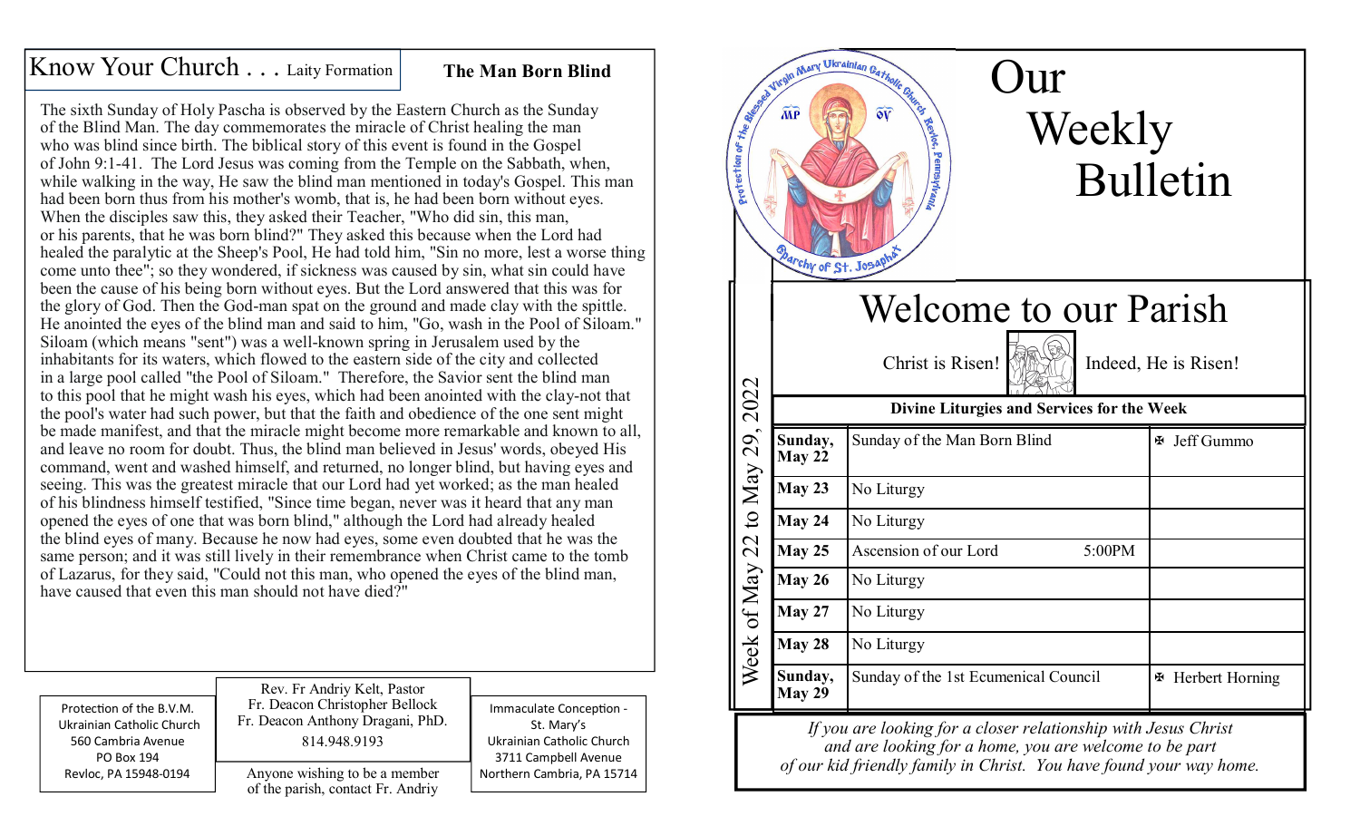## Know Your Church . . . Laity Formation

### The Man Born Blind

The sixth Sunday of Holy Pascha is observed by the Eastern Church as the Sunday of the Blind Man. The day commemorates the miracle of Christ healing the man who was blind since birth. The biblical story of this event is found in the Gospel of John 9:1-41. The Lord Jesus was coming from the Temple on the Sabbath, when, while walking in the way, He saw the blind man mentioned in today's Gospel. This man had been born thus from his mother's womb, that is, he had been born without eyes. When the disciples saw this, they asked their Teacher, "Who did sin, this man, or his parents, that he was born blind?" They asked this because when the Lord had healed the paralytic at the Sheep's Pool, He had told him, "Sin no more, lest a worse thing come unto thee"; so they wondered, if sickness was caused by sin, what sin could have been the cause of his being born without eyes. But the Lord answered that this was for the glory of God. Then the God-man spat on the ground and made clay with the spittle. He anointed the eyes of the blind man and said to him, "Go, wash in the Pool of Siloam." Siloam (which means "sent") was a well-known spring in Jerusalem used by the inhabitants for its waters, which flowed to the eastern side of the city and collected in a large pool called "the Pool of Siloam." Therefore, the Savior sent the blind man to this pool that he might wash his eyes, which had been anointed with the clay-not that the pool's water had such power, but that the faith and obedience of the one sent might be made manifest, and that the miracle might become more remarkable and known to all, and leave no room for doubt. Thus, the blind man believed in Jesus' words, obeyed His command, went and washed himself, and returned, no longer blind, but having eyes and seeing. This was the greatest miracle that our Lord had yet worked; as the man healed of his blindness himself testified, "Since time began, never was it heard that any man opened the eyes of one that was born blind," although the Lord had already healed the blind eyes of many. Because he now had eyes, some even doubted that he was the same person; and it was still lively in their remembrance when Christ came to the tomb of Lazarus, for they said, "Could not this man, who opened the eyes of the blind man, have caused that even this man should not have died?"

Protection of the B.V.M.
Ukrainian Catholic Church
560 Cambria Avenue
PO Box 194
Revloc, PA 15948-0194

Rev. Fr Andriy Kelt, Pastor
Fr. Deacon Christopher Bellock
Fr. Deacon Anthony Dragani, PhD.
814.948.9193

Anyone wishing to be a member of the parish, contact Fr. Andriy

Immaculate Conception - St. Mary's
Ukrainian Catholic Church
3711 Campbell Avenue
Northern Cambria, PA 15714

Protection of the Blessed Virgin Mary Ukrainian Catholic Church Revloc, Pennsylvania — Eparchy of St. Josaphat

# Our Weekly Bulletin

## Welcome to our Parish

Christ is Risen! Indeed, He is Risen!

**Week of May 22 to May 29, 2022**

| Divine Liturgies and Services for the Week | | |
|---|---|---|
| **Sunday, May 22** | Sunday of the Man Born Blind | ✠ Jeff Gummo |
| **May 23** | No Liturgy | |
| **May 24** | No Liturgy | |
| **May 25** | Ascension of our Lord 5:00PM | |
| **May 26** | No Liturgy | |
| **May 27** | No Liturgy | |
| **May 28** | No Liturgy | |
| **Sunday, May 29** | Sunday of the 1st Ecumenical Council | ✠ Herbert Horning |

*If you are looking for a closer relationship with Jesus Christ and are looking for a home, you are welcome to be part of our kid friendly family in Christ. You have found your way home.*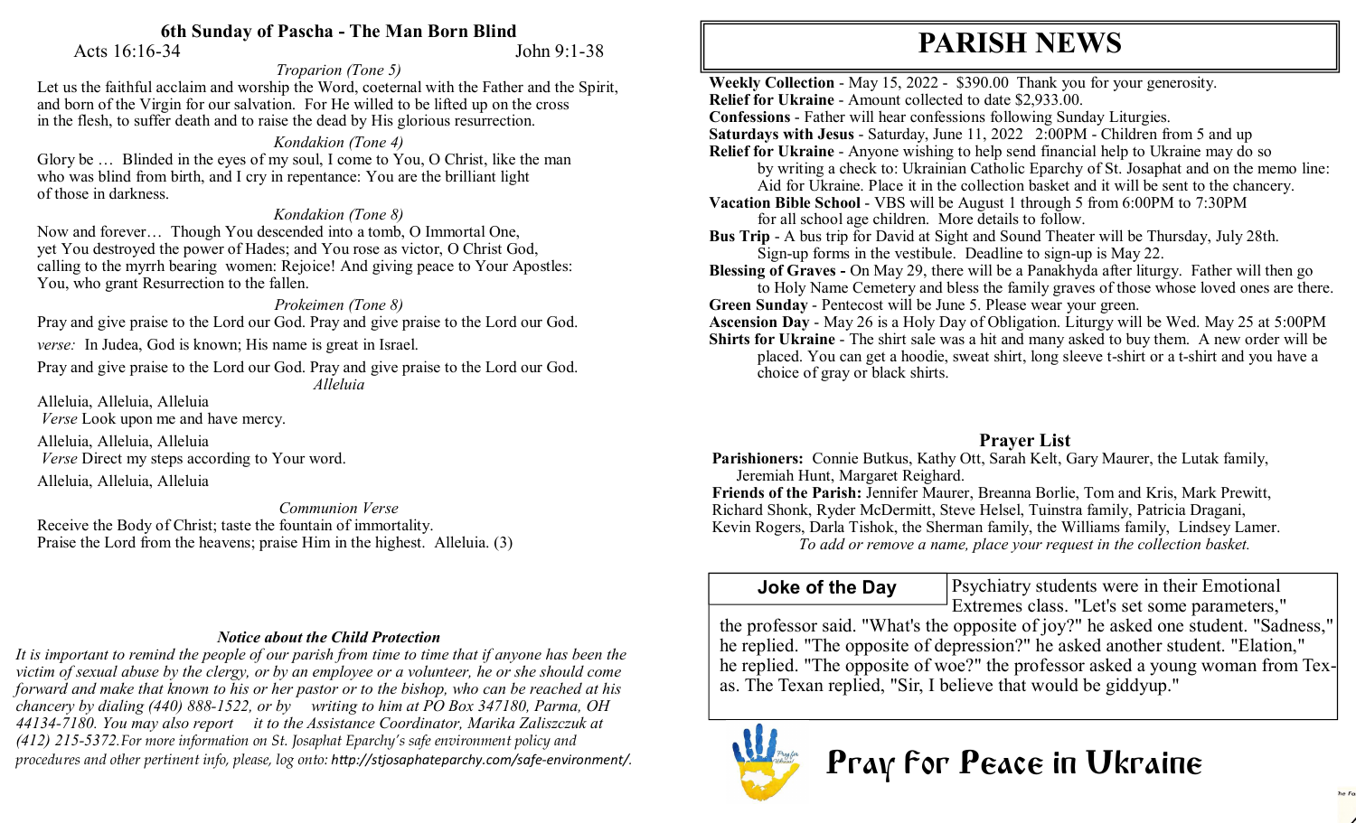## 6th Sunday of Pascha - The Man Born Blind

Acts 16:16-34 John 9:1-38

*Troparion (Tone 5)*

Let us the faithful acclaim and worship the Word, coeternal with the Father and the Spirit, and born of the Virgin for our salvation. For He willed to be lifted up on the cross in the flesh, to suffer death and to raise the dead by His glorious resurrection.

*Kondakion (Tone 4)*

Glory be … Blinded in the eyes of my soul, I come to You, O Christ, like the man who was blind from birth, and I cry in repentance: You are the brilliant light of those in darkness.

*Kondakion (Tone 8)*

Now and forever… Though You descended into a tomb, O Immortal One, yet You destroyed the power of Hades; and You rose as victor, O Christ God, calling to the myrrh bearing women: Rejoice! And giving peace to Your Apostles: You, who grant Resurrection to the fallen.

*Prokeimen (Tone 8)*

Pray and give praise to the Lord our God. Pray and give praise to the Lord our God.

*verse:* In Judea, God is known; His name is great in Israel.

Pray and give praise to the Lord our God. Pray and give praise to the Lord our God.

*Alleluia*

Alleluia, Alleluia, Alleluia

*Verse* Look upon me and have mercy.

Alleluia, Alleluia, Alleluia

*Verse* Direct my steps according to Your word.

Alleluia, Alleluia, Alleluia

*Communion Verse*

Receive the Body of Christ; taste the fountain of immortality.
Praise the Lord from the heavens; praise Him in the highest. Alleluia. (3)

***Notice about the Child Protection***

*It is important to remind the people of our parish from time to time that if anyone has been the victim of sexual abuse by the clergy, or by an employee or a volunteer, he or she should come forward and make that known to his or her pastor or to the bishop, who can be reached at his chancery by dialing (440) 888-1522, or by writing to him at PO Box 347180, Parma, OH 44134-7180. You may also report it to the Assistance Coordinator, Marika Zaliszczuk at (412) 215-5372. For more information on St. Josaphat Eparchy's safe environment policy and procedures and other pertinent info, please, log onto: http://stjosaphateparchy.com/safe-environment/.*

# PARISH NEWS

**Weekly Collection** - May 15, 2022 - $390.00 Thank you for your generosity.
**Relief for Ukraine** - Amount collected to date $2,933.00.
**Confessions** - Father will hear confessions following Sunday Liturgies.
**Saturdays with Jesus** - Saturday, June 11, 2022 2:00PM - Children from 5 and up
**Relief for Ukraine** - Anyone wishing to help send financial help to Ukraine may do so by writing a check to: Ukrainian Catholic Eparchy of St. Josaphat and on the memo line: Aid for Ukraine. Place it in the collection basket and it will be sent to the chancery.
**Vacation Bible School** - VBS will be August 1 through 5 from 6:00PM to 7:30PM for all school age children. More details to follow.
**Bus Trip** - A bus trip for David at Sight and Sound Theater will be Thursday, July 28th. Sign-up forms in the vestibule. Deadline to sign-up is May 22.
**Blessing of Graves -** On May 29, there will be a Panakhyda after liturgy. Father will then go to Holy Name Cemetery and bless the family graves of those whose loved ones are there.
**Green Sunday** - Pentecost will be June 5. Please wear your green.
**Ascension Day** - May 26 is a Holy Day of Obligation. Liturgy will be Wed. May 25 at 5:00PM
**Shirts for Ukraine** - The shirt sale was a hit and many asked to buy them. A new order will be placed. You can get a hoodie, sweat shirt, long sleeve t-shirt or a t-shirt and you have a choice of gray or black shirts.

## Prayer List

**Parishioners:** Connie Butkus, Kathy Ott, Sarah Kelt, Gary Maurer, the Lutak family, Jeremiah Hunt, Margaret Reighard.
**Friends of the Parish:** Jennifer Maurer, Breanna Borlie, Tom and Kris, Mark Prewitt, Richard Shonk, Ryder McDermitt, Steve Helsel, Tuinstra family, Patricia Dragani, Kevin Rogers, Darla Tishok, the Sherman family, the Williams family, Lindsey Lamer.
*To add or remove a name, place your request in the collection basket.*

**Joke of the Day**

Psychiatry students were in their Emotional Extremes class. "Let's set some parameters," the professor said. "What's the opposite of joy?" he asked one student. "Sadness," he replied. "The opposite of depression?" he asked another student. "Elation," he replied. "The opposite of woe?" the professor asked a young woman from Texas. The Texan replied, "Sir, I believe that would be giddyup."

**Pray for Peace in Ukraine**